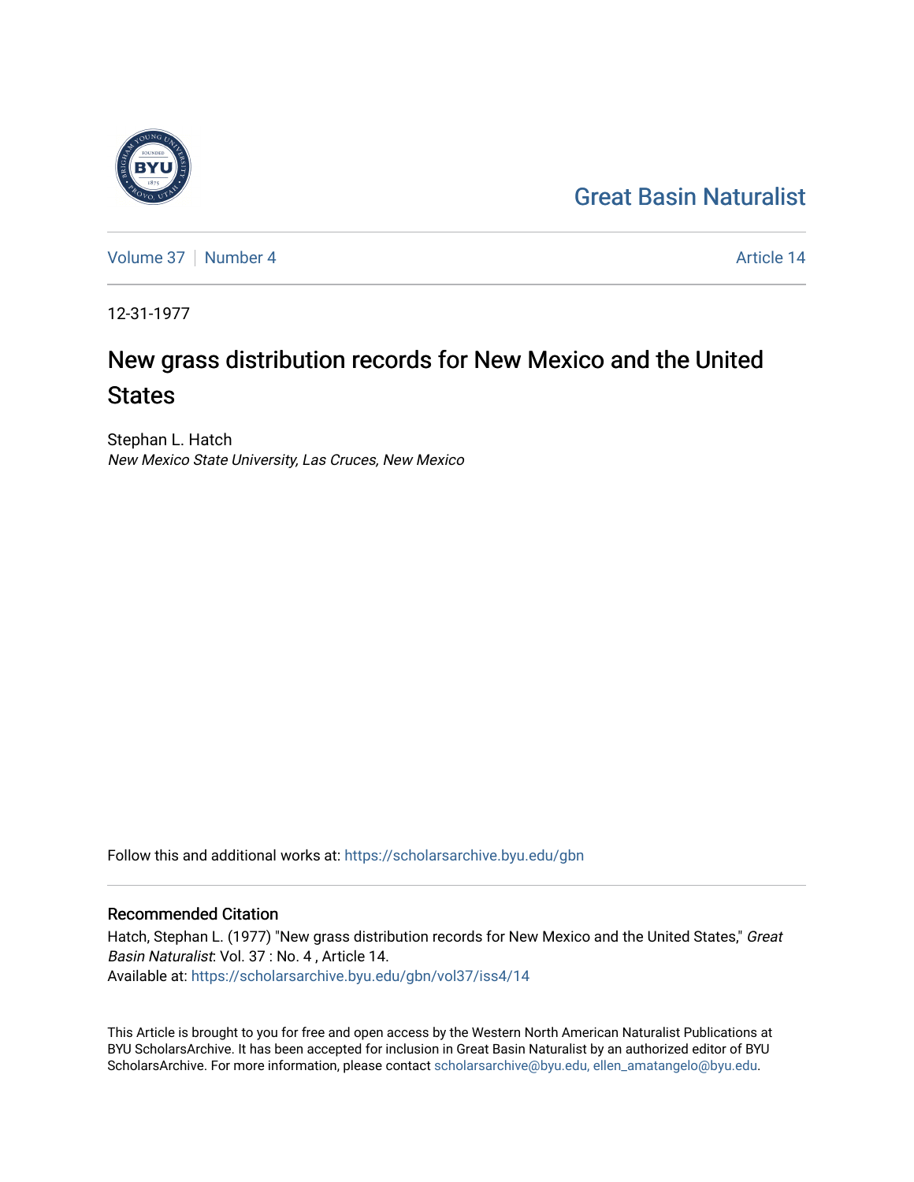Great Basin Naturalist

Volume 37 | Number 4 | Article 14

12-31-1977

# New grass distribution records for New Mexico and the United States

Stephan L. Hatch
*New Mexico State University, Las Cruces, New Mexico*

Follow this and additional works at: https://scholarsarchive.byu.edu/gbn

## Recommended Citation

Hatch, Stephan L. (1977) "New grass distribution records for New Mexico and the United States," *Great Basin Naturalist*: Vol. 37 : No. 4 , Article 14.
Available at: https://scholarsarchive.byu.edu/gbn/vol37/iss4/14

This Article is brought to you for free and open access by the Western North American Naturalist Publications at BYU ScholarsArchive. It has been accepted for inclusion in Great Basin Naturalist by an authorized editor of BYU ScholarsArchive. For more information, please contact scholarsarchive@byu.edu, ellen_amatangelo@byu.edu.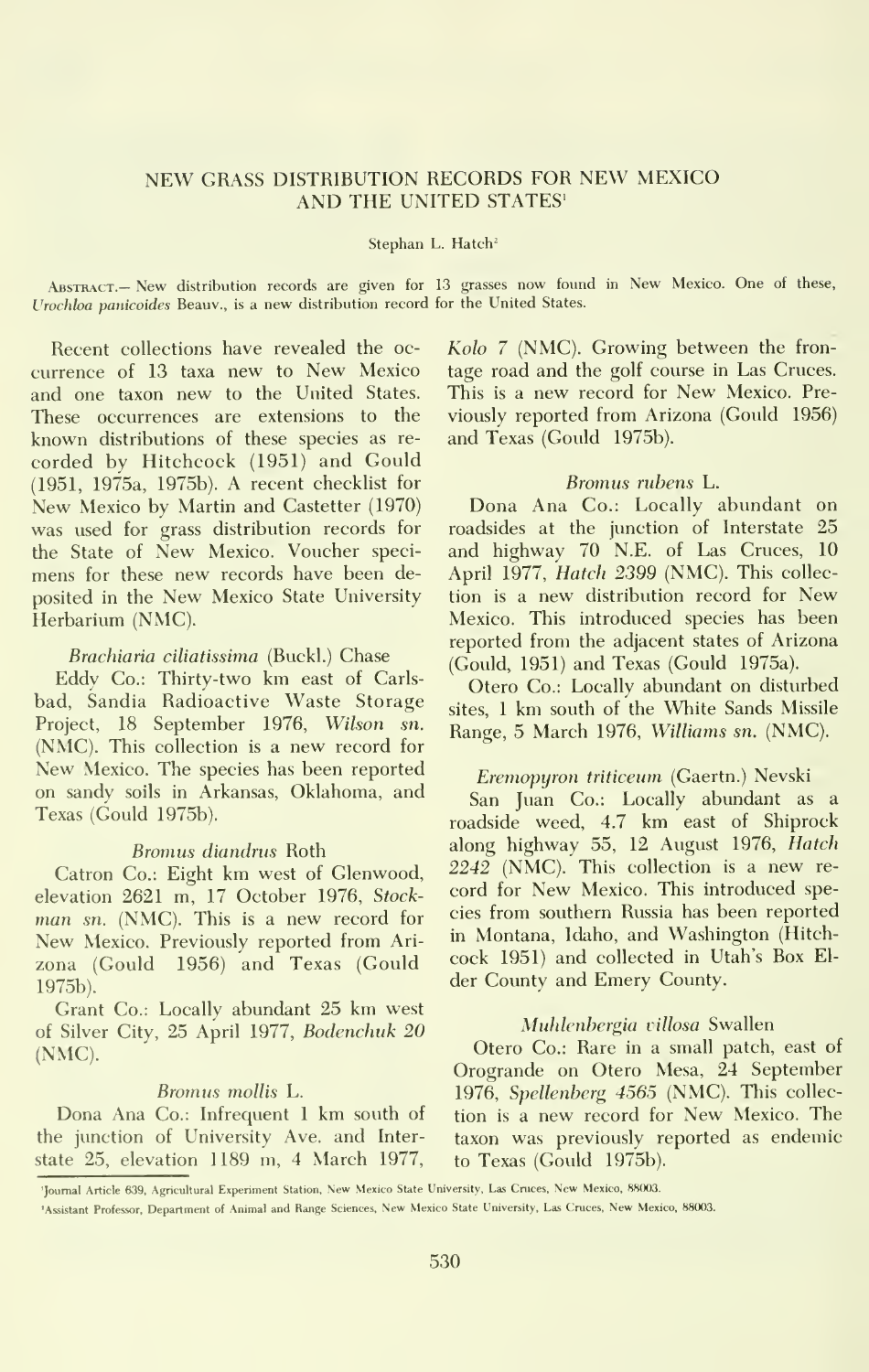# NEW GRASS DISTRIBUTION RECORDS FOR NEW MEXICO AND THE UNITED STATES[1]

Stephan L. Hatch[2]

Abstract.— New distribution records are given for 13 grasses now found in New Mexico. One of these, *Urochloa panicoides* Beauv., is a new distribution record for the United States.

Recent collections have revealed the occurrence of 13 taxa new to New Mexico and one taxon new to the United States. These occurrences are extensions to the known distributions of these species as recorded by Hitchcock (1951) and Gould (1951, 1975a, 1975b). A recent checklist for New Mexico by Martin and Castetter (1970) was used for grass distribution records for the State of New Mexico. Voucher specimens for these new records have been deposited in the New Mexico State University Herbarium (NMC).

### *Brachiaria ciliatissima* (Buckl.) Chase

Eddy Co.: Thirty-two km east of Carlsbad, Sandia Radioactive Waste Storage Project, 18 September 1976, *Wilson sn.* (NMC). This collection is a new record for New Mexico. The species has been reported on sandy soils in Arkansas, Oklahoma, and Texas (Gould 1975b).

### *Bromus diandrus* Roth

Catron Co.: Eight km west of Glenwood, elevation 2621 m, 17 October 1976, *Stockman sn.* (NMC). This is a new record for New Mexico. Previously reported from Arizona (Gould 1956) and Texas (Gould 1975b).

Grant Co.: Locally abundant 25 km west of Silver City, 25 April 1977, *Bodenchuk 20* (NMC).

### *Bromus mollis* L.

Dona Ana Co.: Infrequent 1 km south of the junction of University Ave. and Interstate 25, elevation 1189 m, 4 March 1977, *Kolo 7* (NMC). Growing between the frontage road and the golf course in Las Cruces. This is a new record for New Mexico. Previously reported from Arizona (Gould 1956) and Texas (Gould 1975b).

### *Bromus rubens* L.

Dona Ana Co.: Locally abundant on roadsides at the junction of Interstate 25 and highway 70 N.E. of Las Cruces, 10 April 1977, *Hatch 2399* (NMC). This collection is a new distribution record for New Mexico. This introduced species has been reported from the adjacent states of Arizona (Gould, 1951) and Texas (Gould 1975a).

Otero Co.: Locally abundant on disturbed sites, 1 km south of the White Sands Missile Range, 5 March 1976, *Williams sn.* (NMC).

### *Eremopyron triticeum* (Gaertn.) Nevski

San Juan Co.: Locally abundant as a roadside weed, 4.7 km east of Shiprock along highway 55, 12 August 1976, *Hatch 2242* (NMC). This collection is a new record for New Mexico. This introduced species from southern Russia has been reported in Montana, Idaho, and Washington (Hitchcock 1951) and collected in Utah's Box Elder County and Emery County.

### *Muhlenbergia villosa* Swallen

Otero Co.: Rare in a small patch, east of Orogrande on Otero Mesa, 24 September 1976, *Spellenberg 4565* (NMC). This collection is a new record for New Mexico. The taxon was previously reported as endemic to Texas (Gould 1975b).

---

[1]Journal Article 639, Agricultural Experiment Station, New Mexico State University, Las Cruces, New Mexico, 88003.

[2]Assistant Professor, Department of Animal and Range Sciences, New Mexico State University, Las Cruces, New Mexico, 88003.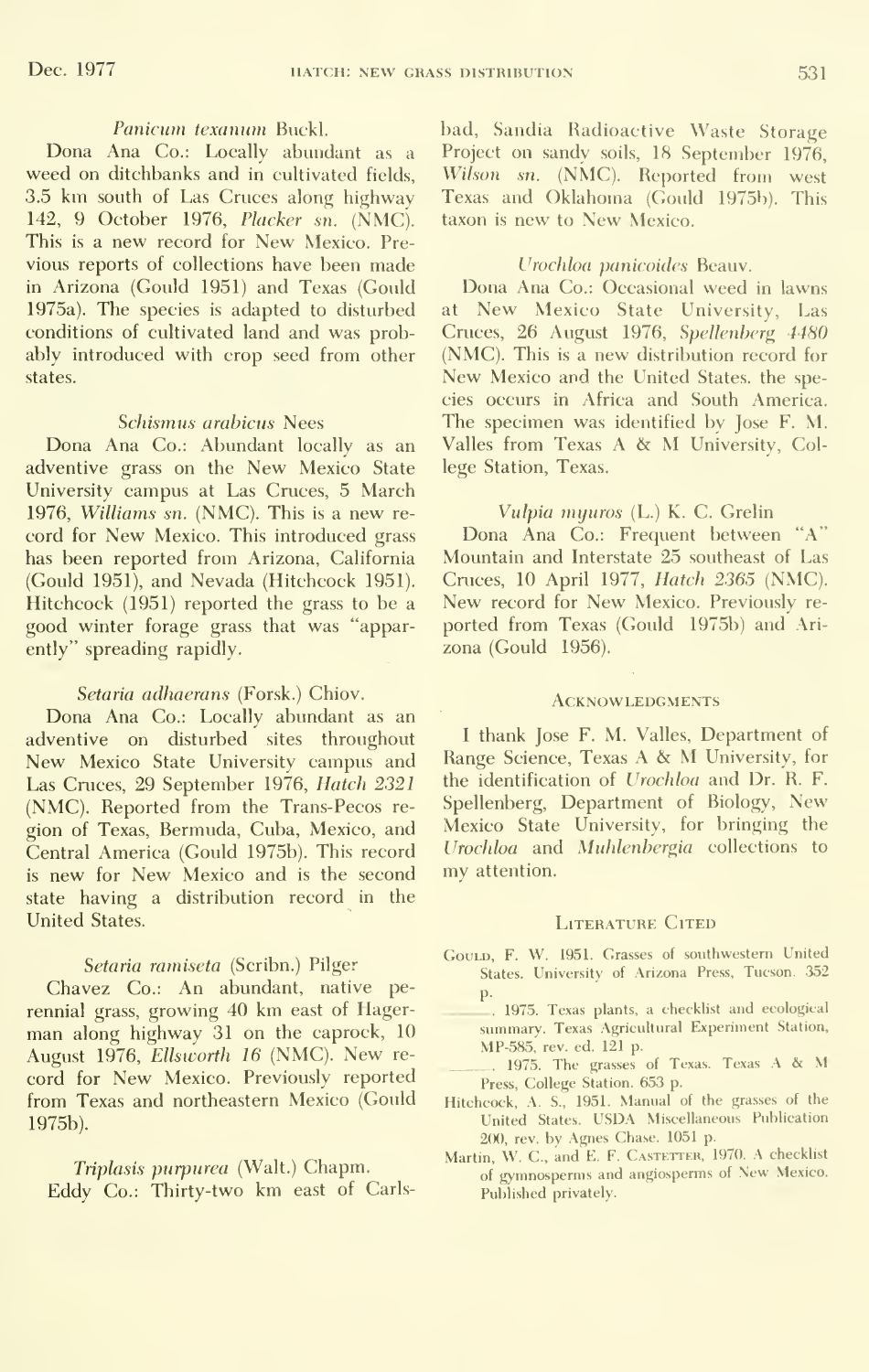*Panicum texanum* Buckl.

Dona Ana Co.: Locally abundant as a weed on ditchbanks and in cultivated fields, 3.5 km south of Las Cruces along highway 142, 9 October 1976, *Placker sn.* (NMC). This is a new record for New Mexico. Previous reports of collections have been made in Arizona (Gould 1951) and Texas (Gould 1975a). The species is adapted to disturbed conditions of cultivated land and was probably introduced with crop seed from other states.

*Schismus arabicus* Nees

Dona Ana Co.: Abundant locally as an adventive grass on the New Mexico State University campus at Las Cruces, 5 March 1976, *Williams sn.* (NMC). This is a new record for New Mexico. This introduced grass has been reported from Arizona, California (Gould 1951), and Nevada (Hitchcock 1951). Hitchcock (1951) reported the grass to be a good winter forage grass that was "apparently" spreading rapidly.

*Setaria adhaerans* (Forsk.) Chiov.

Dona Ana Co.: Locally abundant as an adventive on disturbed sites throughout New Mexico State University campus and Las Cruces, 29 September 1976, *Hatch 2321* (NMC). Reported from the Trans-Pecos region of Texas, Bermuda, Cuba, Mexico, and Central America (Gould 1975b). This record is new for New Mexico and is the second state having a distribution record in the United States.

*Setaria ramiseta* (Scribn.) Pilger

Chavez Co.: An abundant, native perennial grass, growing 40 km east of Hagerman along highway 31 on the caprock, 10 August 1976, *Ellsworth 16* (NMC). New record for New Mexico. Previously reported from Texas and northeastern Mexico (Gould 1975b).

*Triplasis purpurea* (Walt.) Chapm.

Eddy Co.: Thirty-two km east of Carlsbad, Sandia Radioactive Waste Storage Project on sandy soils, 18 September 1976, *Wilson sn.* (NMC). Reported from west Texas and Oklahoma (Gould 1975b). This taxon is new to New Mexico.

*Urochloa panicoides* Beauv.

Dona Ana Co.: Occasional weed in lawns at New Mexico State University, Las Cruces, 26 August 1976, *Spellenberg 4480* (NMC). This is a new distribution record for New Mexico and the United States. the species occurs in Africa and South America. The specimen was identified by Jose F. M. Valles from Texas A & M University, College Station, Texas.

*Vulpia myuros* (L.) K. C. Grelin

Dona Ana Co.: Frequent between "A" Mountain and Interstate 25 southeast of Las Cruces, 10 April 1977, *Hatch 2365* (NMC). New record for New Mexico. Previously reported from Texas (Gould 1975b) and Arizona (Gould 1956).

## Acknowledgments

I thank Jose F. M. Valles, Department of Range Science, Texas A & M University, for the identification of *Urochloa* and Dr. R. F. Spellenberg, Department of Biology, New Mexico State University, for bringing the *Urochloa* and *Muhlenbergia* collections to my attention.

## Literature Cited

Gould, F. W. 1951. Grasses of southwestern United States. University of Arizona Press, Tucson. 352 p.

———. 1975. Texas plants, a checklist and ecological summary. Texas Agricultural Experiment Station, MP-585, rev. ed. 121 p.

———. 1975. The grasses of Texas. Texas A & M Press, College Station. 653 p.

Hitchcock, A. S., 1951. Manual of the grasses of the United States. USDA Miscellaneous Publication 200, rev. by Agnes Chase. 1051 p.

Martin, W. C., and E. F. Castetter, 1970. A checklist of gymnosperms and angiosperms of New Mexico. Published privately.